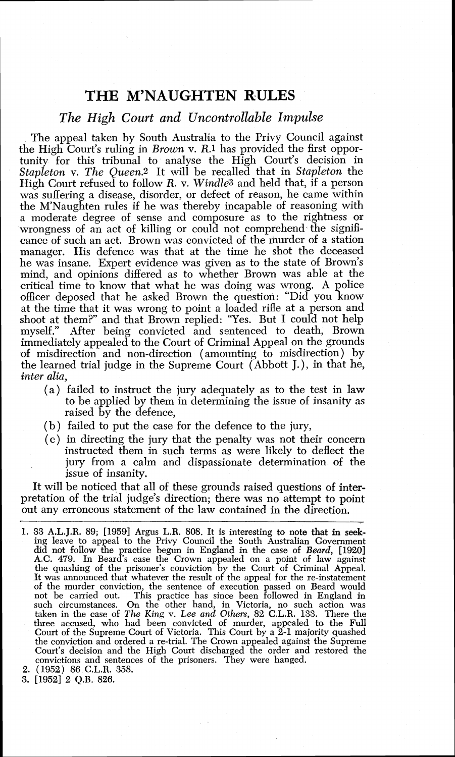# THE M'NAUGHTEN RULES

## *The High Court and Uncontrollable Impulse*

The appeal taken by South Australia to the Privy Council against the High Court's ruling in *Brown* v. *R.*[1] has provided the first opportunity for this tribunal to analyse the High Court's decision in *Stapleton* v. *The Queen*.[2] It will be recalled that in *Stapleton* the High Court refused to follow *R.* v. *Windle*[3] and held that, if a person was suffering a disease, disorder, or defect of reason, he came within the M'Naughten rules if he was thereby incapable of reasoning with a moderate degree of sense and composure as to the rightness or wrongness of an act of killing or could not comprehend the significance of such an act. Brown was convicted of the murder of a station manager. His defence was that at the time he shot the deceased he was insane. Expert evidence was given as to the state of Brown's mind, and opinions differed as to whether Brown was able at the critical time to know that what he was doing was wrong. A police officer deposed that he asked Brown the question: "Did you know at the time that it was wrong to point a loaded rifle at a person and shoot at them?" and that Brown replied: "Yes. But I could not help myself." After being convicted and sentenced to death, Brown immediately appealed to the Court of Criminal Appeal on the grounds of misdirection and non-direction (amounting to misdirection) by the learned trial judge in the Supreme Court (Abbott J.), in that he, *inter alia*,

(a) failed to instruct the jury adequately as to the test in law to be applied by them in determining the issue of insanity as raised by the defence,

(b) failed to put the case for the defence to the jury,

(c) in directing the jury that the penalty was not their concern instructed them in such terms as were likely to deflect the jury from a calm and dispassionate determination of the issue of insanity.

It will be noticed that all of these grounds raised questions of interpretation of the trial judge's direction; there was no attempt to point out any erroneous statement of the law contained in the direction.

---

1. 33 A.L.J.R. 89; [1959] Argus L.R. 808. It is interesting to note that in seeking leave to appeal to the Privy Council the South Australian Government did not follow the practice begun in England in the case of *Beard*, [1920] A.C. 479. In Beard's case the Crown appealed on a point of law against the quashing of the prisoner's conviction by the Court of Criminal Appeal. It was announced that whatever the result of the appeal for the re-instatement of the murder conviction, the sentence of execution passed on Beard would not be carried out. This practice has since been followed in England in such circumstances. On the other hand, in Victoria, no such action was taken in the case of *The King* v. *Lee and Others*, 82 C.L.R. 133. There the three accused, who had been convicted of murder, appealed to the Full Court of the Supreme Court of Victoria. This Court by a 2-1 majority quashed the conviction and ordered a re-trial. The Crown appealed against the Supreme Court's decision and the High Court discharged the order and restored the convictions and sentences of the prisoners. They were hanged.
2. (1952) 86 C.L.R. 358.
3. [1952] 2 Q.B. 826.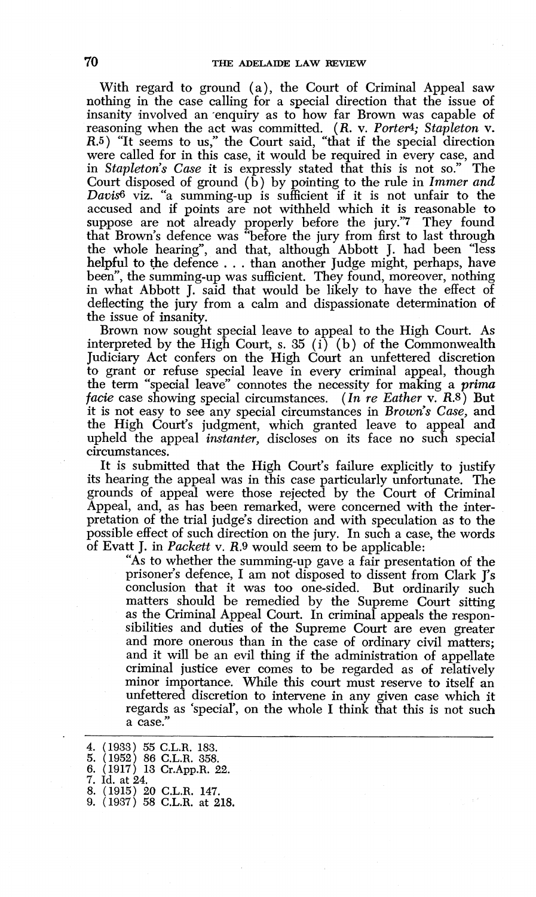With regard to ground (a), the Court of Criminal Appeal saw nothing in the case calling for a special direction that the issue of insanity involved an enquiry as to how far Brown was capable of reasoning when the act was committed. (*R.* v. *Porter*[4]; *Stapleton* v. *R.*[5]) "It seems to us," the Court said, "that if the special direction were called for in this case, it would be required in every case, and in *Stapleton's Case* it is expressly stated that this is not so." The Court disposed of ground (b) by pointing to the rule in *Immer and Davis*[6] viz. "a summing-up is sufficient if it is not unfair to the accused and if points are not withheld which it is reasonable to suppose are not already properly before the jury."[7] They found that Brown's defence was "before the jury from first to last through the whole hearing", and that, although Abbott J. had been "less helpful to the defence . . . than another Judge might, perhaps, have been", the summing-up was sufficient. They found, moreover, nothing in what Abbott J. said that would be likely to have the effect of deflecting the jury from a calm and dispassionate determination of the issue of insanity.

Brown now sought special leave to appeal to the High Court. As interpreted by the High Court, s. 35 (i) (b) of the Commonwealth Judiciary Act confers on the High Court an unfettered discretion to grant or refuse special leave in every criminal appeal, though the term "special leave" connotes the necessity for making a *prima facie* case showing special circumstances. (*In re Eather* v. *R.*[8]) But it is not easy to see any special circumstances in *Brown's Case,* and the High Court's judgment, which granted leave to appeal and upheld the appeal *instanter,* discloses on its face no such special circumstances.

It is submitted that the High Court's failure explicitly to justify its hearing the appeal was in this case particularly unfortunate. The grounds of appeal were those rejected by the Court of Criminal Appeal, and, as has been remarked, were concerned with the interpretation of the trial judge's direction and with speculation as to the possible effect of such direction on the jury. In such a case, the words of Evatt J. in *Packett* v. *R.*[9] would seem to be applicable:

> "As to whether the summing-up gave a fair presentation of the prisoner's defence, I am not disposed to dissent from Clark J's conclusion that it was too one-sided. But ordinarily such matters should be remedied by the Supreme Court sitting as the Criminal Appeal Court. In criminal appeals the responsibilities and duties of the Supreme Court are even greater and more onerous than in the case of ordinary civil matters; and it will be an evil thing if the administration of appellate criminal justice ever comes to be regarded as of relatively minor importance. While this court must reserve to itself an unfettered discretion to intervene in any given case which it regards as 'special', on the whole I think that this is not such a case."

---

4. (1933) 55 C.L.R. 183.
5. (1952) 86 C.L.R. 358.
6. (1917) 13 Cr.App.R. 22.
7. Id. at 24.
8. (1915) 20 C.L.R. 147.
9. (1937) 58 C.L.R. at 218.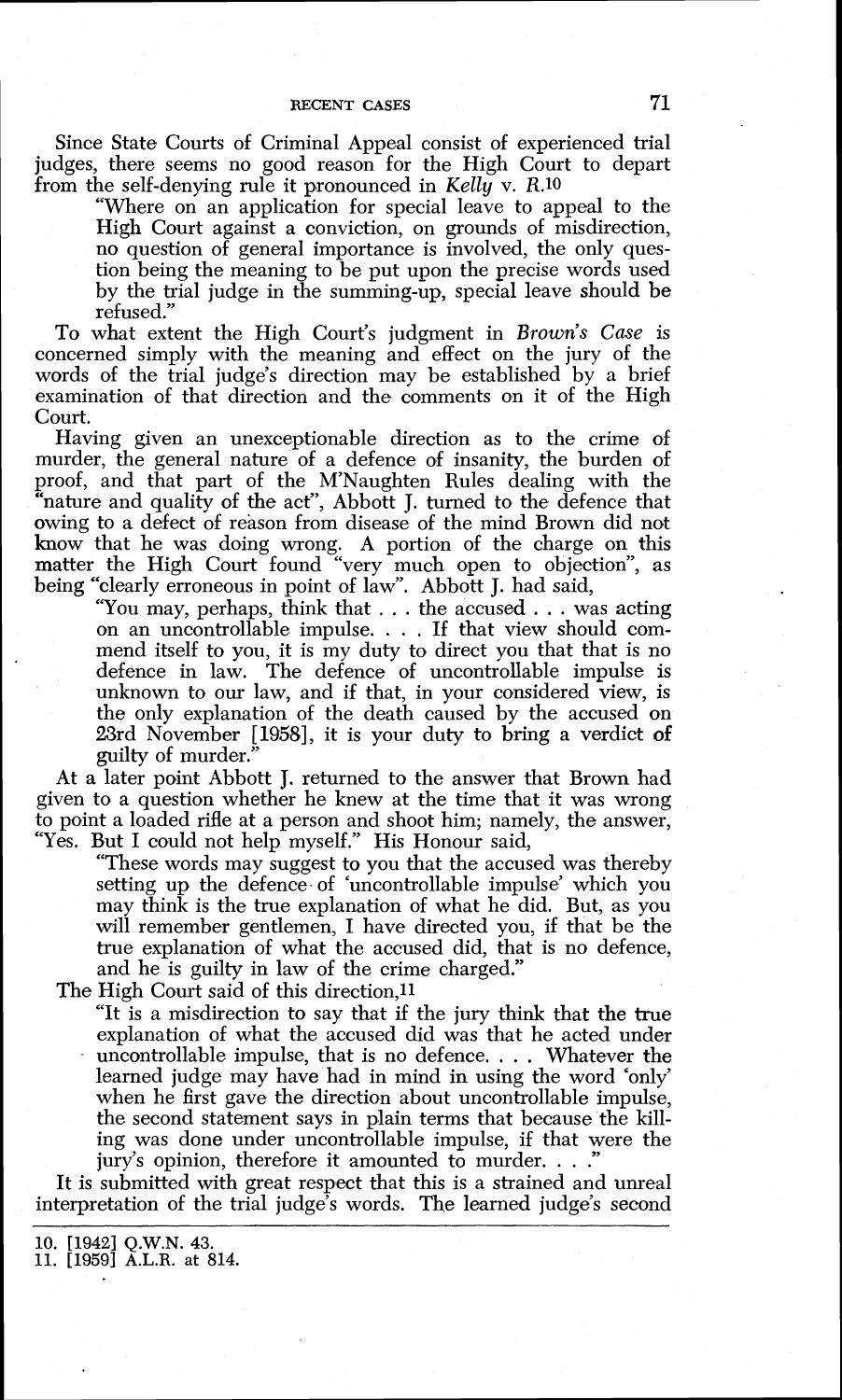Since State Courts of Criminal Appeal consist of experienced trial judges, there seems no good reason for the High Court to depart from the self-denying rule it pronounced in *Kelly* v. *R.*[10]

> "Where on an application for special leave to appeal to the High Court against a conviction, on grounds of misdirection, no question of general importance is involved, the only question being the meaning to be put upon the precise words used by the trial judge in the summing-up, special leave should be refused."

To what extent the High Court's judgment in *Brown's Case* is concerned simply with the meaning and effect on the jury of the words of the trial judge's direction may be established by a brief examination of that direction and the comments on it of the High Court.

Having given an unexceptionable direction as to the crime of murder, the general nature of a defence of insanity, the burden of proof, and that part of the M'Naughten Rules dealing with the "nature and quality of the act", Abbott J. turned to the defence that owing to a defect of reason from disease of the mind Brown did not know that he was doing wrong. A portion of the charge on this matter the High Court found "very much open to objection", as being "clearly erroneous in point of law". Abbott J. had said,

> "You may, perhaps, think that . . . the accused . . . was acting on an uncontrollable impulse. . . . If that view should commend itself to you, it is my duty to direct you that that is no defence in law. The defence of uncontrollable impulse is unknown to our law, and if that, in your considered view, is the only explanation of the death caused by the accused on 23rd November [1958], it is your duty to bring a verdict of guilty of murder."

At a later point Abbott J. returned to the answer that Brown had given to a question whether he knew at the time that it was wrong to point a loaded rifle at a person and shoot him; namely, the answer, "Yes. But I could not help myself." His Honour said,

> "These words may suggest to you that the accused was thereby setting up the defence of 'uncontrollable impulse' which you may think is the true explanation of what he did. But, as you will remember gentlemen, I have directed you, if that be the true explanation of what the accused did, that is no defence, and he is guilty in law of the crime charged."

The High Court said of this direction,[11]

> "It is a misdirection to say that if the jury think that the true explanation of what the accused did was that he acted under uncontrollable impulse, that is no defence. . . . Whatever the learned judge may have had in mind in using the word 'only' when he first gave the direction about uncontrollable impulse, the second statement says in plain terms that because the killing was done under uncontrollable impulse, if that were the jury's opinion, therefore it amounted to murder. . . ."

It is submitted with great respect that this is a strained and unreal interpretation of the trial judge's words. The learned judge's second

---

10. [1942] Q.W.N. 43.
11. [1959] A.L.R. at 814.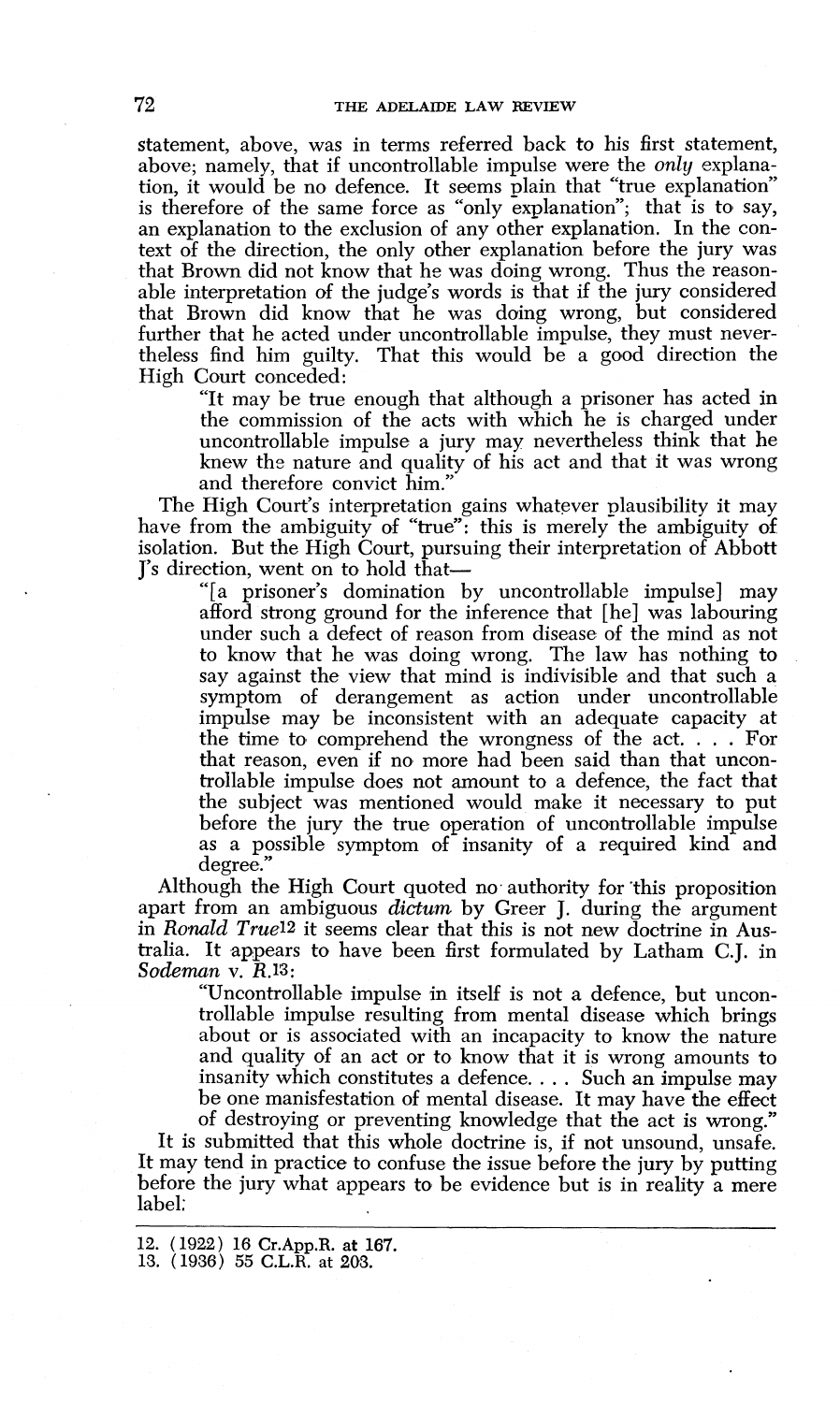statement, above, was in terms referred back to his first statement, above; namely, that if uncontrollable impulse were the *only* explanation, it would be no defence. It seems plain that "true explanation" is therefore of the same force as "only explanation"; that is to say, an explanation to the exclusion of any other explanation. In the context of the direction, the only other explanation before the jury was that Brown did not know that he was doing wrong. Thus the reasonable interpretation of the judge's words is that if the jury considered that Brown did know that he was doing wrong, but considered further that he acted under uncontrollable impulse, they must nevertheless find him guilty. That this would be a good direction the High Court conceded:

> "It may be true enough that although a prisoner has acted in the commission of the acts with which he is charged under uncontrollable impulse a jury may nevertheless think that he knew the nature and quality of his act and that it was wrong and therefore convict him."

The High Court's interpretation gains whatever plausibility it may have from the ambiguity of "true": this is merely the ambiguity of isolation. But the High Court, pursuing their interpretation of Abbott J's direction, went on to hold that—

> "[a prisoner's domination by uncontrollable impulse] may afford strong ground for the inference that [he] was labouring under such a defect of reason from disease of the mind as not to know that he was doing wrong. The law has nothing to say against the view that mind is indivisible and that such a symptom of derangement as action under uncontrollable impulse may be inconsistent with an adequate capacity at the time to comprehend the wrongness of the act. . . . For that reason, even if no more had been said than that uncontrollable impulse does not amount to a defence, the fact that the subject was mentioned would make it necessary to put before the jury the true operation of uncontrollable impulse as a possible symptom of insanity of a required kind and degree."

Although the High Court quoted no authority for this proposition apart from an ambiguous *dictum* by Greer J. during the argument in *Ronald True*[12] it seems clear that this is not new doctrine in Australia. It appears to have been first formulated by Latham C.J. in *Sodeman* v. *R.*[13]:

> "Uncontrollable impulse in itself is not a defence, but uncontrollable impulse resulting from mental disease which brings about or is associated with an incapacity to know the nature and quality of an act or to know that it is wrong amounts to insanity which constitutes a defence. . . . Such an impulse may be one manifestation of mental disease. It may have the effect of destroying or preventing knowledge that the act is wrong."

It is submitted that this whole doctrine is, if not unsound, unsafe. It may tend in practice to confuse the issue before the jury by putting before the jury what appears to be evidence but is in reality a mere label:

---

12. (1922) 16 Cr.App.R. at 167.
13. (1936) 55 C.L.R. at 203.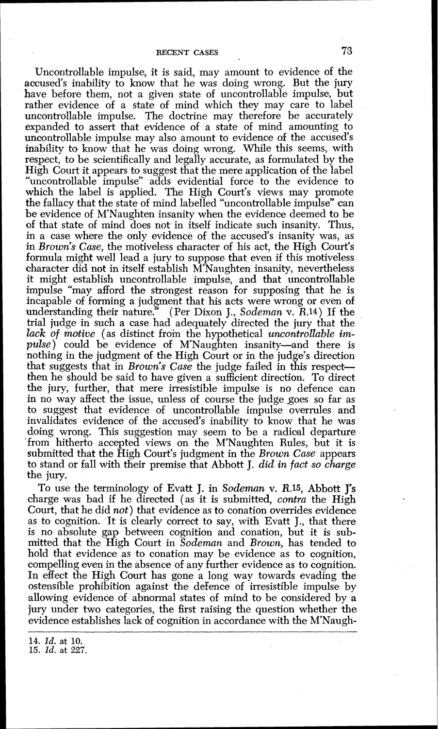Uncontrollable impulse, it is said, may amount to evidence of the accused's inability to know that he was doing wrong. But the jury have before them, not a given state of uncontrollable impulse, but rather evidence of a state of mind which they may care to label uncontrollable impulse. The doctrine may therefore be accurately expanded to assert that evidence of a state of mind amounting to uncontrollable impulse may also amount to evidence of the accused's inability to know that he was doing wrong. While this seems, with respect, to be scientifically and legally accurate, as formulated by the High Court it appears to suggest that the mere application of the label "uncontrollable impulse" adds evidential force to the evidence to which the label is applied. The High Court's views may promote the fallacy that the state of mind labelled "uncontrollable impulse" can be evidence of M'Naughten insanity when the evidence deemed to be of that state of mind does not in itself indicate such insanity. Thus, in a case where the only evidence of the accused's insanity was, as in *Brown's Case*, the motiveless character of his act, the High Court's formula might well lead a jury to suppose that even if this motiveless character did not in itself establish M'Naughten insanity, nevertheless it might establish uncontrollable impulse, and that uncontrollable impulse "may afford the strongest reason for supposing that he is incapable of forming a judgment that his acts were wrong or even of understanding their nature." (Per Dixon J., *Sodeman* v. *R.*[14]) If the trial judge in such a case had adequately directed the jury that the *lack of motive* (as distinct from the hypothetical *uncontrollable impulse*) could be evidence of M'Naughten insanity—and there is nothing in the judgment of the High Court or in the judge's direction that suggests that in *Brown's Case* the judge failed in this respect—then he should be said to have given a sufficient direction. To direct the jury, further, that mere irresistible impulse is no defence can in no way affect the issue, unless of course the judge goes so far as to suggest that evidence of uncontrollable impulse overrules and invalidates evidence of the accused's inability to know that he was doing wrong. This suggestion may seem to be a radical departure from hitherto accepted views on the M'Naughten Rules, but it is submitted that the High Court's judgment in the *Brown Case* appears to stand or fall with their premise that Abbott J. *did in fact so charge* the jury.

To use the terminology of Evatt J. in *Sodeman* v. *R.*[15], Abbott J's charge was bad if he directed (as it is submitted, *contra* the High Court, that he did *not*) that evidence as to conation overrides evidence as to cognition. It is clearly correct to say, with Evatt J., that there is no absolute gap between cognition and conation, but it is submitted that the High Court in *Sodeman* and *Brown*, has tended to hold that evidence as to conation may be evidence as to cognition, compelling even in the absence of any further evidence as to cognition. In effect the High Court has gone a long way towards evading the ostensible prohibition against the defence of irresistible impulse by allowing evidence of abnormal states of mind to be considered by a jury under two categories, the first raising the question whether the evidence establishes lack of cognition in accordance with the M'Naugh-

14. *Id.* at 10.
15. *Id.* at 227.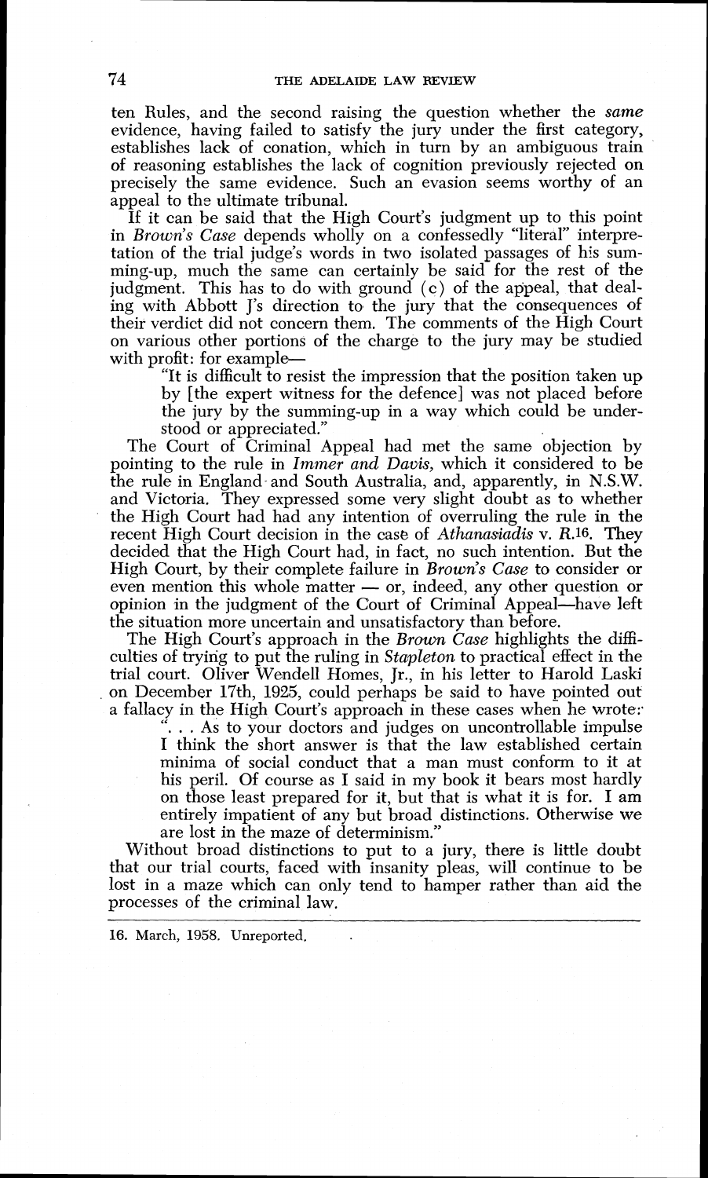ten Rules, and the second raising the question whether the *same* evidence, having failed to satisfy the jury under the first category, establishes lack of conation, which in turn by an ambiguous train of reasoning establishes the lack of cognition previously rejected on precisely the same evidence. Such an evasion seems worthy of an appeal to the ultimate tribunal.

If it can be said that the High Court's judgment up to this point in *Brown's Case* depends wholly on a confessedly "literal" interpretation of the trial judge's words in two isolated passages of his summing-up, much the same can certainly be said for the rest of the judgment. This has to do with ground (c) of the appeal, that dealing with Abbott J's direction to the jury that the consequences of their verdict did not concern them. The comments of the High Court on various other portions of the charge to the jury may be studied with profit: for example—

> "It is difficult to resist the impression that the position taken up by [the expert witness for the defence] was not placed before the jury by the summing-up in a way which could be understood or appreciated."

The Court of Criminal Appeal had met the same objection by pointing to the rule in *Immer and Davis,* which it considered to be the rule in England and South Australia, and, apparently, in N.S.W. and Victoria. They expressed some very slight doubt as to whether the High Court had had any intention of overruling the rule in the recent High Court decision in the case of *Athanasiadis* v. *R.*[16] They decided that the High Court had, in fact, no such intention. But the High Court, by their complete failure in *Brown's Case* to consider or even mention this whole matter — or, indeed, any other question or opinion in the judgment of the Court of Criminal Appeal—have left the situation more uncertain and unsatisfactory than before.

The High Court's approach in the *Brown Case* highlights the difficulties of trying to put the ruling in *Stapleton* to practical effect in the trial court. Oliver Wendell Homes, Jr., in his letter to Harold Laski on December 17th, 1925, could perhaps be said to have pointed out a fallacy in the High Court's approach in these cases when he wrote:

> ". . . As to your doctors and judges on uncontrollable impulse I think the short answer is that the law established certain minima of social conduct that a man must conform to it at his peril. Of course as I said in my book it bears most hardly on those least prepared for it, but that is what it is for. I am entirely impatient of any but broad distinctions. Otherwise we are lost in the maze of determinism."

Without broad distinctions to put to a jury, there is little doubt that our trial courts, faced with insanity pleas, will continue to be lost in a maze which can only tend to hamper rather than aid the processes of the criminal law.

---

16. March, 1958. Unreported.